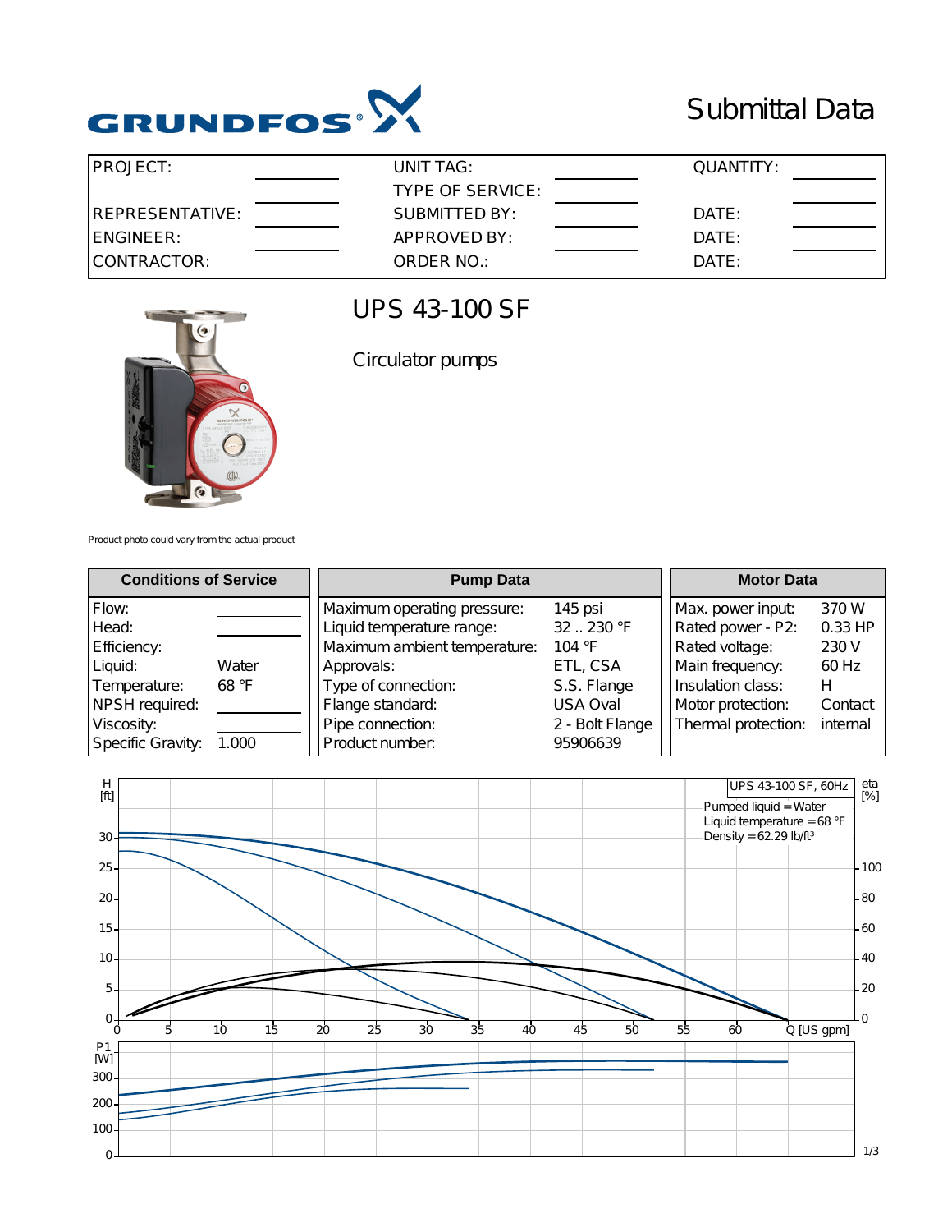GRUNDFOS

# Submittal Data

| PROJECT: | | UNIT TAG: | | QUANTITY: | |
|---|---|---|---|---|---|
| | | TYPE OF SERVICE: | | | |
| REPRESENTATIVE: | | SUBMITTED BY: | | DATE: | |
| ENGINEER: | | APPROVED BY: | | DATE: | |
| CONTRACTOR: | | ORDER NO.: | | DATE: | |

# UPS 43-100 SF

Circulator pumps

Product photo could vary from the actual product

| Conditions of Service | |
|---|---|
| Flow: | |
| Head: | |
| Efficiency: | |
| Liquid: | Water |
| Temperature: | 68 °F |
| NPSH required: | |
| Viscosity: | |
| Specific Gravity: | 1.000 |

| Pump Data | |
|---|---|
| Maximum operating pressure: | 145 psi |
| Liquid temperature range: | 32 .. 230 °F |
| Maximum ambient temperature: | 104 °F |
| Approvals: | ETL, CSA |
| Type of connection: | S.S. Flange |
| Flange standard: | USA Oval |
| Pipe connection: | 2 - Bolt Flange |
| Product number: | 95906639 |

| Motor Data | |
|---|---|
| Max. power input: | 370 W |
| Rated power - P2: | 0.33 HP |
| Rated voltage: | 230 V |
| Main frequency: | 60 Hz |
| Insulation class: | H |
| Motor protection: | Contact |
| Thermal protection: | internal |

UPS 43-100 SF, 60Hz

Pumped liquid = Water
Liquid temperature = 68 °F
Density = 62.29 lb/ft³

H [ft]: 0, 5, 10, 15, 20, 25, 30
eta [%]: 0, 20, 40, 60, 80, 100
Q [US gpm]: 0, 5, 10, 15, 20, 25, 30, 35, 40, 45, 50, 55, 60
P1 [W]: 0, 100, 200, 300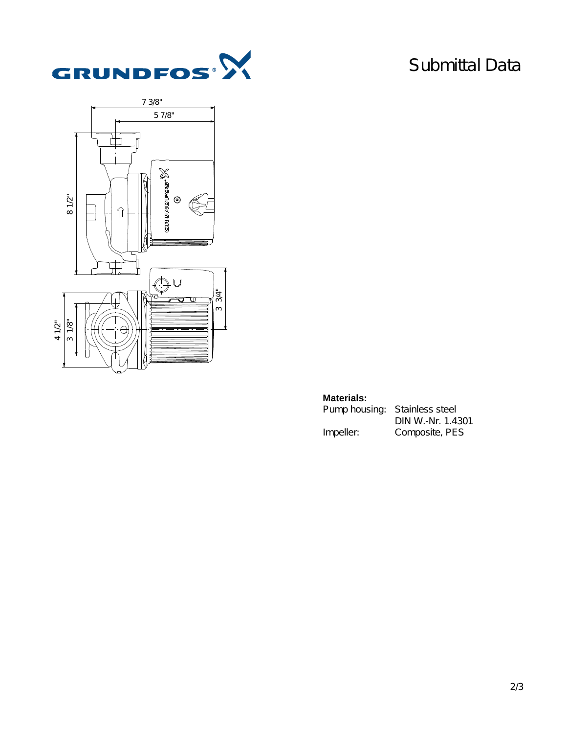# Submittal Data

**Materials:**

| Pump housing: | Stainless steel DIN W.-Nr. 1.4301 |
| --- | --- |
| Impeller: | Composite, PES |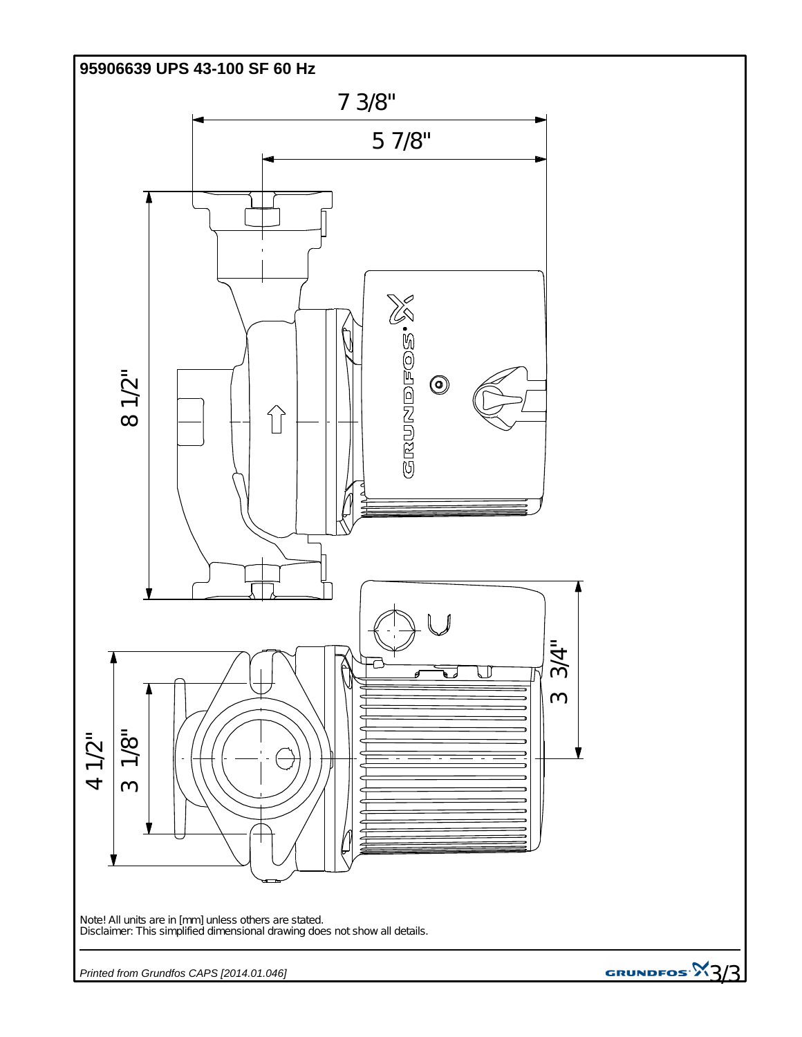**95906639 UPS 43-100 SF 60 Hz**

7 3/8"

5 7/8"

8 1/2"

3 3/4"

4 1/2"

3 1/8"

Note! All units are in [mm] unless others are stated.
Disclaimer: This simplified dimensional drawing does not show all details.

*Printed from Grundfos CAPS [2014.01.046]*